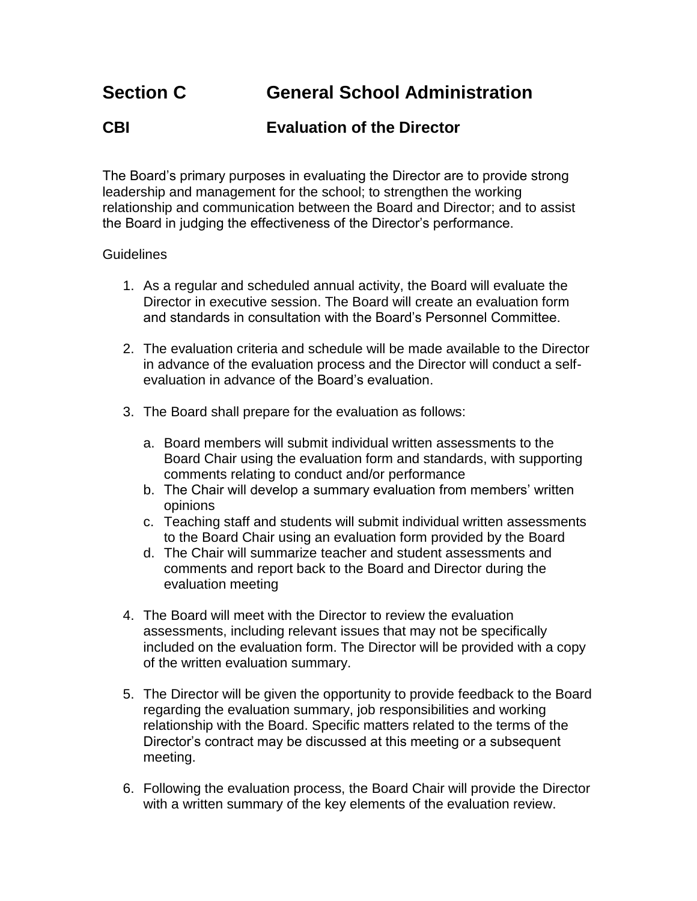# Section C General School Administration

## CBI Evaluation of the Director

The Board's primary purposes in evaluating the Director are to provide strong leadership and management for the school; to strengthen the working relationship and communication between the Board and Director; and to assist the Board in judging the effectiveness of the Director's performance.

Guidelines

1. As a regular and scheduled annual activity, the Board will evaluate the Director in executive session. The Board will create an evaluation form and standards in consultation with the Board's Personnel Committee.

2. The evaluation criteria and schedule will be made available to the Director in advance of the evaluation process and the Director will conduct a self-evaluation in advance of the Board's evaluation.

3. The Board shall prepare for the evaluation as follows:

   a. Board members will submit individual written assessments to the Board Chair using the evaluation form and standards, with supporting comments relating to conduct and/or performance
   b. The Chair will develop a summary evaluation from members' written opinions
   c. Teaching staff and students will submit individual written assessments to the Board Chair using an evaluation form provided by the Board
   d. The Chair will summarize teacher and student assessments and comments and report back to the Board and Director during the evaluation meeting

4. The Board will meet with the Director to review the evaluation assessments, including relevant issues that may not be specifically included on the evaluation form. The Director will be provided with a copy of the written evaluation summary.

5. The Director will be given the opportunity to provide feedback to the Board regarding the evaluation summary, job responsibilities and working relationship with the Board. Specific matters related to the terms of the Director's contract may be discussed at this meeting or a subsequent meeting.

6. Following the evaluation process, the Board Chair will provide the Director with a written summary of the key elements of the evaluation review.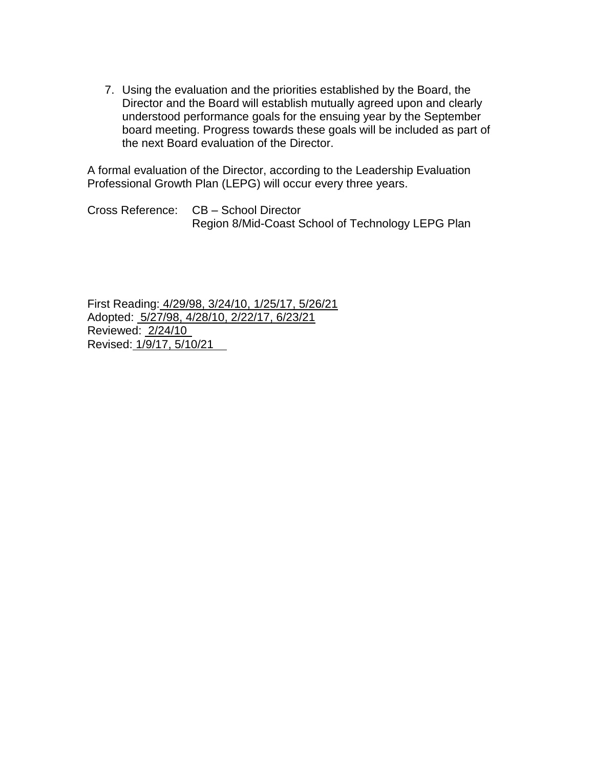7. Using the evaluation and the priorities established by the Board, the Director and the Board will establish mutually agreed upon and clearly understood performance goals for the ensuing year by the September board meeting. Progress towards these goals will be included as part of the next Board evaluation of the Director.

A formal evaluation of the Director, according to the Leadership Evaluation Professional Growth Plan (LEPG) will occur every three years.

Cross Reference: CB – School Director
Region 8/Mid-Coast School of Technology LEPG Plan

First Reading: 4/29/98, 3/24/10, 1/25/17, 5/26/21
Adopted: 5/27/98, 4/28/10, 2/22/17, 6/23/21
Reviewed: 2/24/10
Revised: 1/9/17, 5/10/21